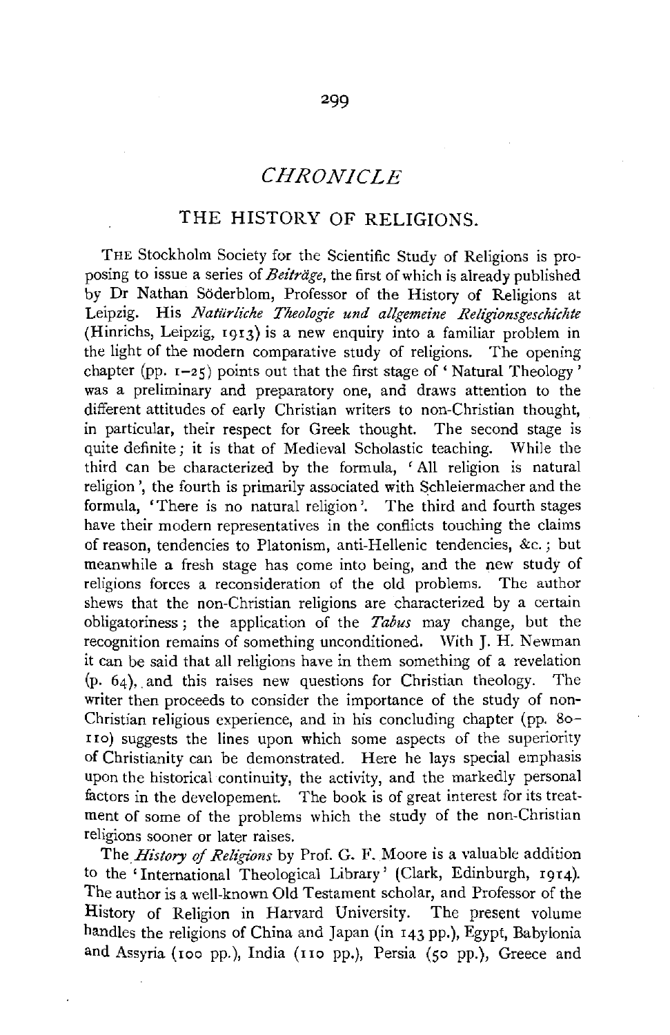# CHRONICLE

## THE HISTORY OF RELIGIONS.

THE Stockholm Society for the Scientific Study of Religions is proposing to issue a series of *Beiträge*, the first of which is already published by Dr Nathan Söderblom, Professor of the History of Religions at Leipzig. His *Natürliche Theologie und allgemeine Religionsgeschichte* (Hinrichs, Leipzig, 1913) is a new enquiry into a familiar problem in the light of the modern comparative study of religions. The opening chapter (pp. 1–25) points out that the first stage of 'Natural Theology' was a preliminary and preparatory one, and draws attention to the different attitudes of early Christian writers to non-Christian thought, in particular, their respect for Greek thought. The second stage is quite definite; it is that of Medieval Scholastic teaching. While the third can be characterized by the formula, 'All religion is natural religion', the fourth is primarily associated with Schleiermacher and the formula, 'There is no natural religion'. The third and fourth stages have their modern representatives in the conflicts touching the claims of reason, tendencies to Platonism, anti-Hellenic tendencies, &c.; but meanwhile a fresh stage has come into being, and the new study of religions forces a reconsideration of the old problems. The author shews that the non-Christian religions are characterized by a certain obligatoriness; the application of the *Tabus* may change, but the recognition remains of something unconditioned. With J. H. Newman it can be said that all religions have in them something of a revelation (p. 64), and this raises new questions for Christian theology. The writer then proceeds to consider the importance of the study of non-Christian religious experience, and in his concluding chapter (pp. 80–110) suggests the lines upon which some aspects of the superiority of Christianity can be demonstrated. Here he lays special emphasis upon the historical continuity, the activity, and the markedly personal factors in the developement. The book is of great interest for its treatment of some of the problems which the study of the non-Christian religions sooner or later raises.

The *History of Religions* by Prof. G. F. Moore is a valuable addition to the 'International Theological Library' (Clark, Edinburgh, 1914). The author is a well-known Old Testament scholar, and Professor of the History of Religion in Harvard University. The present volume handles the religions of China and Japan (in 143 pp.), Egypt, Babylonia and Assyria (100 pp.), India (110 pp.), Persia (50 pp.), Greece and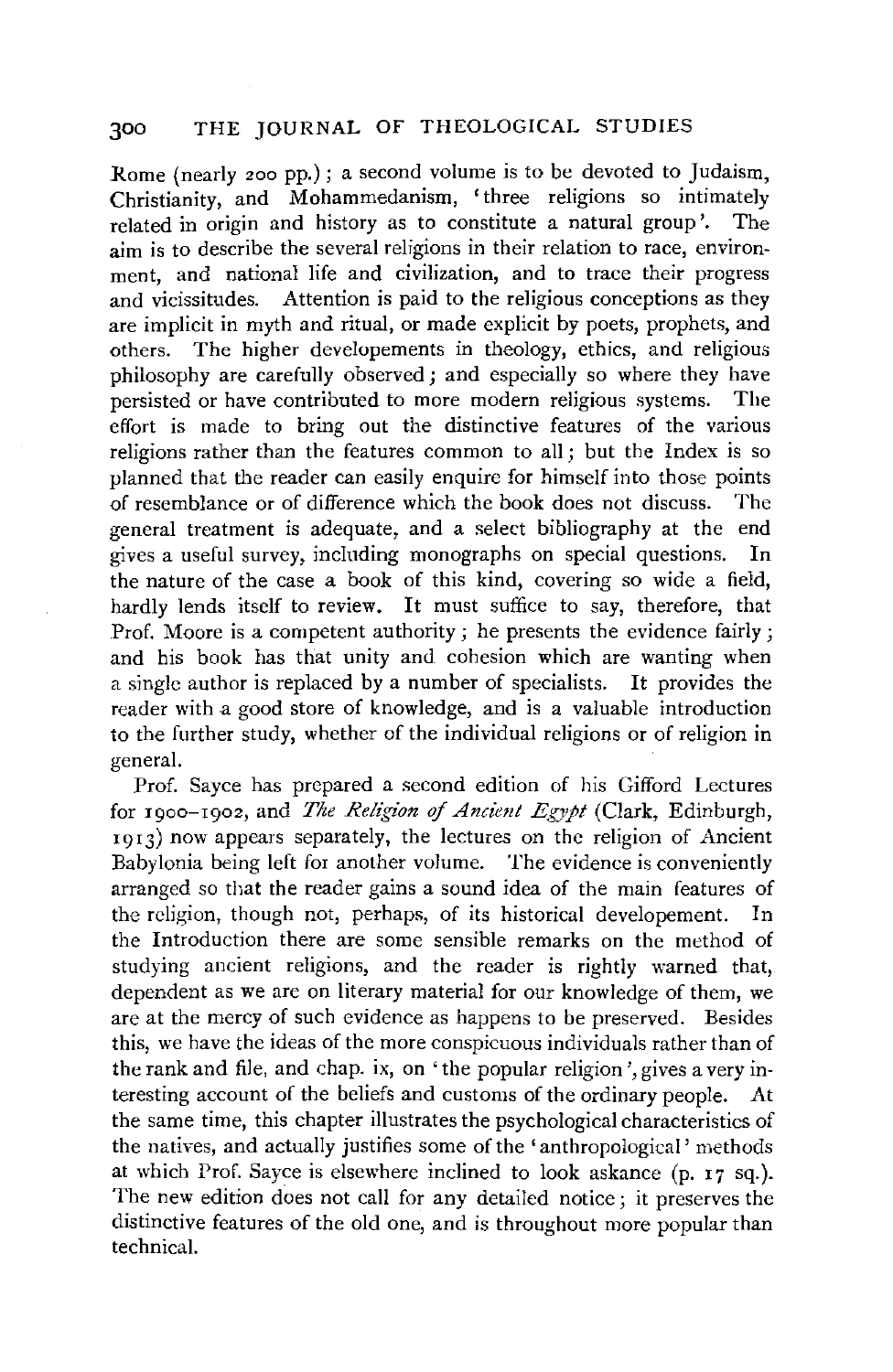Rome (nearly 200 pp.); a second volume is to be devoted to Judaism, Christianity, and Mohammedanism, 'three religions so intimately related in origin and history as to constitute a natural group'. The aim is to describe the several religions in their relation to race, environment, and national life and civilization, and to trace their progress and vicissitudes. Attention is paid to the religious conceptions as they are implicit in myth and ritual, or made explicit by poets, prophets, and others. The higher developements in theology, ethics, and religious philosophy are carefully observed; and especially so where they have persisted or have contributed to more modern religious systems. The effort is made to bring out the distinctive features of the various religions rather than the features common to all; but the Index is so planned that the reader can easily enquire for himself into those points of resemblance or of difference which the book does not discuss. The general treatment is adequate, and a select bibliography at the end gives a useful survey, including monographs on special questions. In the nature of the case a book of this kind, covering so wide a field, hardly lends itself to review. It must suffice to say, therefore, that Prof. Moore is a competent authority; he presents the evidence fairly; and his book has that unity and cohesion which are wanting when a single author is replaced by a number of specialists. It provides the reader with a good store of knowledge, and is a valuable introduction to the further study, whether of the individual religions or of religion in general.

Prof. Sayce has prepared a second edition of his Gifford Lectures for 1900–1902, and *The Religion of Ancient Egypt* (Clark, Edinburgh, 1913) now appears separately, the lectures on the religion of Ancient Babylonia being left for another volume. The evidence is conveniently arranged so that the reader gains a sound idea of the main features of the religion, though not, perhaps, of its historical developement. In the Introduction there are some sensible remarks on the method of studying ancient religions, and the reader is rightly warned that, dependent as we are on literary material for our knowledge of them, we are at the mercy of such evidence as happens to be preserved. Besides this, we have the ideas of the more conspicuous individuals rather than of the rank and file, and chap. ix, on 'the popular religion', gives a very interesting account of the beliefs and customs of the ordinary people. At the same time, this chapter illustrates the psychological characteristics of the natives, and actually justifies some of the 'anthropological' methods at which Prof. Sayce is elsewhere inclined to look askance (p. 17 sq.). The new edition does not call for any detailed notice; it preserves the distinctive features of the old one, and is throughout more popular than technical.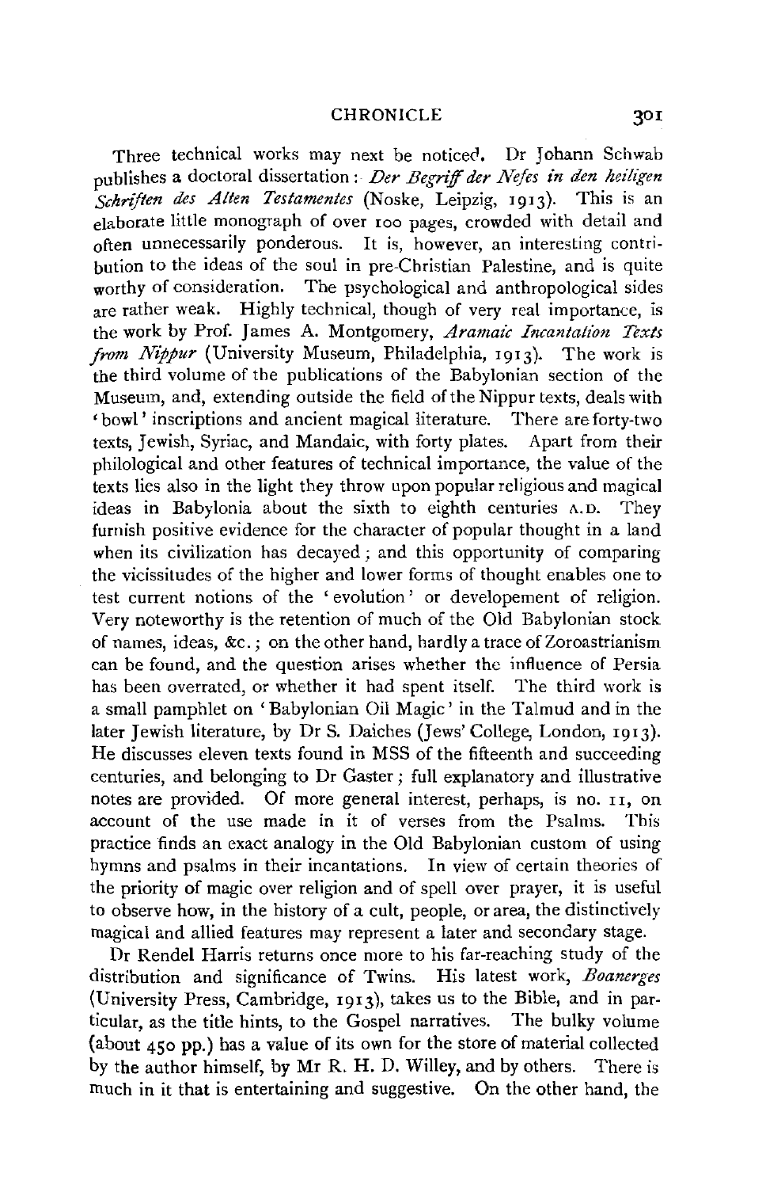Three technical works may next be noticed. Dr Johann Schwab publishes a doctoral dissertation: *Der Begriff der Nefes in den heiligen Schriften des Alten Testamentes* (Noske, Leipzig, 1913). This is an elaborate little monograph of over 100 pages, crowded with detail and often unnecessarily ponderous. It is, however, an interesting contribution to the ideas of the soul in pre-Christian Palestine, and is quite worthy of consideration. The psychological and anthropological sides are rather weak. Highly technical, though of very real importance, is the work by Prof. James A. Montgomery, *Aramaic Incantation Texts from Nippur* (University Museum, Philadelphia, 1913). The work is the third volume of the publications of the Babylonian section of the Museum, and, extending outside the field of the Nippur texts, deals with 'bowl' inscriptions and ancient magical literature. There are forty-two texts, Jewish, Syriac, and Mandaic, with forty plates. Apart from their philological and other features of technical importance, the value of the texts lies also in the light they throw upon popular religious and magical ideas in Babylonia about the sixth to eighth centuries A.D. They furnish positive evidence for the character of popular thought in a land when its civilization has decayed; and this opportunity of comparing the vicissitudes of the higher and lower forms of thought enables one to test current notions of the 'evolution' or developement of religion. Very noteworthy is the retention of much of the Old Babylonian stock of names, ideas, &c.; on the other hand, hardly a trace of Zoroastrianism can be found, and the question arises whether the influence of Persia has been overrated, or whether it had spent itself. The third work is a small pamphlet on 'Babylonian Oil Magic' in the Talmud and in the later Jewish literature, by Dr S. Daiches (Jews' College, London, 1913). He discusses eleven texts found in MSS of the fifteenth and succeeding centuries, and belonging to Dr Gaster; full explanatory and illustrative notes are provided. Of more general interest, perhaps, is no. 11, on account of the use made in it of verses from the Psalms. This practice finds an exact analogy in the Old Babylonian custom of using hymns and psalms in their incantations. In view of certain theories of the priority of magic over religion and of spell over prayer, it is useful to observe how, in the history of a cult, people, or area, the distinctively magical and allied features may represent a later and secondary stage.

Dr Rendel Harris returns once more to his far-reaching study of the distribution and significance of Twins. His latest work, *Boanerges* (University Press, Cambridge, 1913), takes us to the Bible, and in particular, as the title hints, to the Gospel narratives. The bulky volume (about 450 pp.) has a value of its own for the store of material collected by the author himself, by Mr R. H. D. Willey, and by others. There is much in it that is entertaining and suggestive. On the other hand, the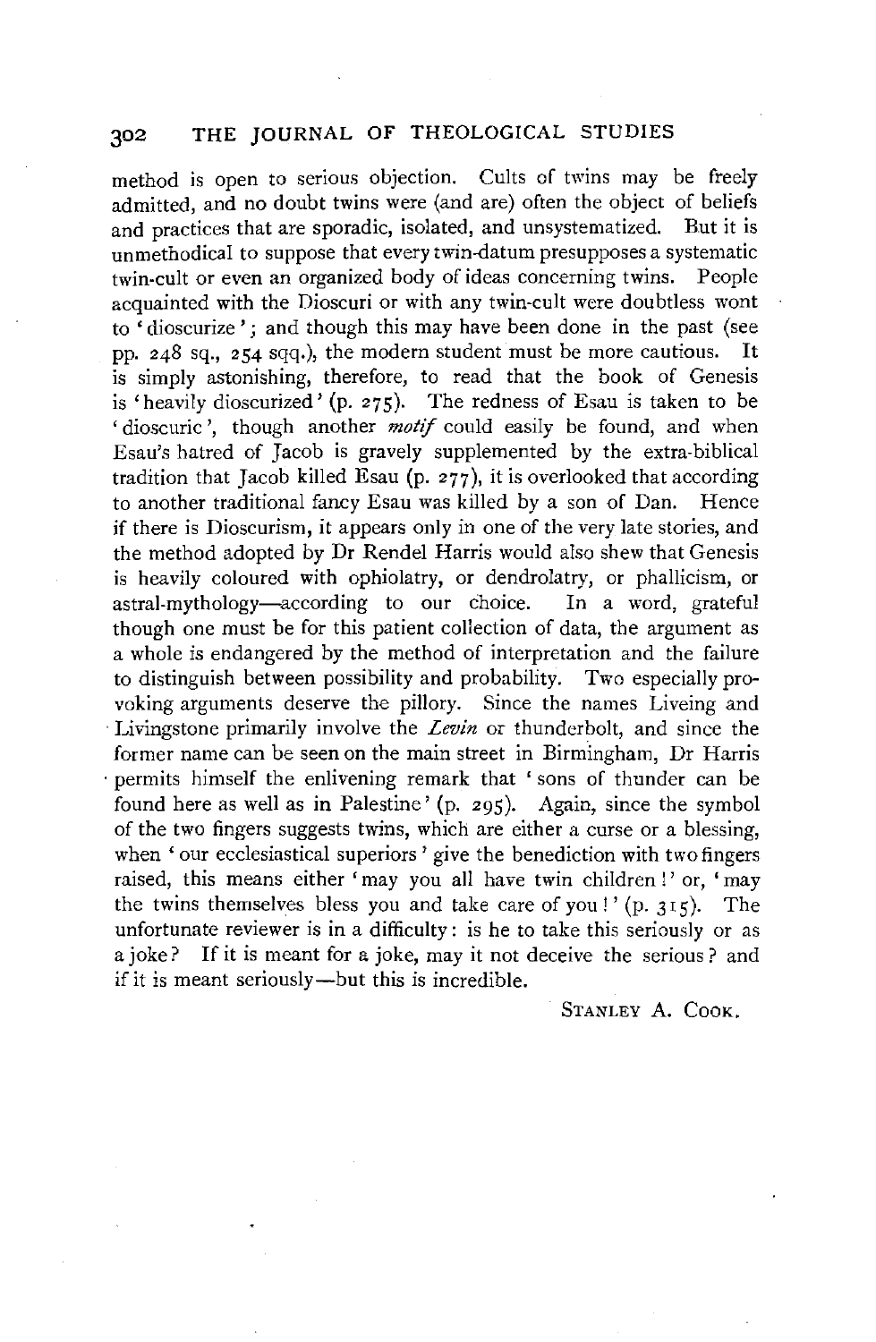method is open to serious objection. Cults of twins may be freely admitted, and no doubt twins were (and are) often the object of beliefs and practices that are sporadic, isolated, and unsystematized. But it is unmethodical to suppose that every twin-datum presupposes a systematic twin-cult or even an organized body of ideas concerning twins. People acquainted with the Dioscuri or with any twin-cult were doubtless wont to 'dioscurize'; and though this may have been done in the past (see pp. 248 sq., 254 sqq.), the modern student must be more cautious. It is simply astonishing, therefore, to read that the book of Genesis is 'heavily dioscurized' (p. 275). The redness of Esau is taken to be 'dioscuric', though another *motif* could easily be found, and when Esau's hatred of Jacob is gravely supplemented by the extra-biblical tradition that Jacob killed Esau (p. 277), it is overlooked that according to another traditional fancy Esau was killed by a son of Dan. Hence if there is Dioscurism, it appears only in one of the very late stories, and the method adopted by Dr Rendel Harris would also shew that Genesis is heavily coloured with ophiolatry, or dendrolatry, or phallicism, or astral-mythology—according to our choice. In a word, grateful though one must be for this patient collection of data, the argument as a whole is endangered by the method of interpretation and the failure to distinguish between possibility and probability. Two especially provoking arguments deserve the pillory. Since the names Liveing and Livingstone primarily involve the *Levin* or thunderbolt, and since the former name can be seen on the main street in Birmingham, Dr Harris permits himself the enlivening remark that 'sons of thunder can be found here as well as in Palestine' (p. 295). Again, since the symbol of the two fingers suggests twins, which are either a curse or a blessing, when 'our ecclesiastical superiors' give the benediction with two fingers raised, this means either 'may you all have twin children!' or, 'may the twins themselves bless you and take care of you!' (p. 315). The unfortunate reviewer is in a difficulty: is he to take this seriously or as a joke? If it is meant for a joke, may it not deceive the serious? and if it is meant seriously—but this is incredible.

STANLEY A. COOK.